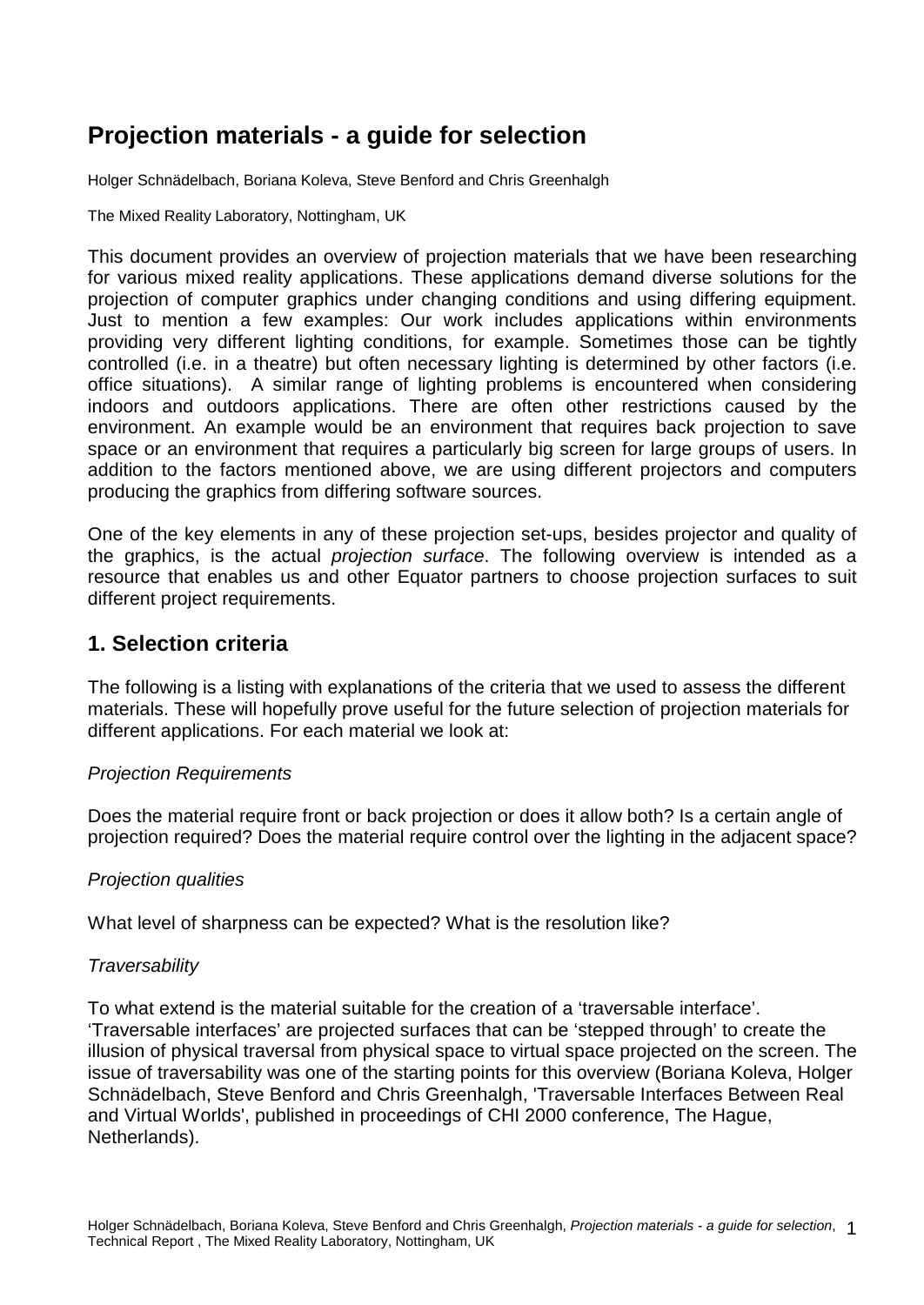# Projection materials - a guide for selection

Holger Schnädelbach, Boriana Koleva, Steve Benford and Chris Greenhalgh

The Mixed Reality Laboratory, Nottingham, UK

This document provides an overview of projection materials that we have been researching for various mixed reality applications. These applications demand diverse solutions for the projection of computer graphics under changing conditions and using differing equipment. Just to mention a few examples: Our work includes applications within environments providing very different lighting conditions, for example. Sometimes those can be tightly controlled (i.e. in a theatre) but often necessary lighting is determined by other factors (i.e. office situations). A similar range of lighting problems is encountered when considering indoors and outdoors applications. There are often other restrictions caused by the environment. An example would be an environment that requires back projection to save space or an environment that requires a particularly big screen for large groups of users. In addition to the factors mentioned above, we are using different projectors and computers producing the graphics from differing software sources.

One of the key elements in any of these projection set-ups, besides projector and quality of the graphics, is the actual *projection surface*. The following overview is intended as a resource that enables us and other Equator partners to choose projection surfaces to suit different project requirements.

## 1. Selection criteria

The following is a listing with explanations of the criteria that we used to assess the different materials. These will hopefully prove useful for the future selection of projection materials for different applications. For each material we look at:

*Projection Requirements*

Does the material require front or back projection or does it allow both? Is a certain angle of projection required? Does the material require control over the lighting in the adjacent space?

*Projection qualities*

What level of sharpness can be expected? What is the resolution like?

*Traversability*

To what extend is the material suitable for the creation of a 'traversable interface'. 'Traversable interfaces' are projected surfaces that can be 'stepped through' to create the illusion of physical traversal from physical space to virtual space projected on the screen. The issue of traversability was one of the starting points for this overview (Boriana Koleva, Holger Schnädelbach, Steve Benford and Chris Greenhalgh, 'Traversable Interfaces Between Real and Virtual Worlds', published in proceedings of CHI 2000 conference, The Hague, Netherlands).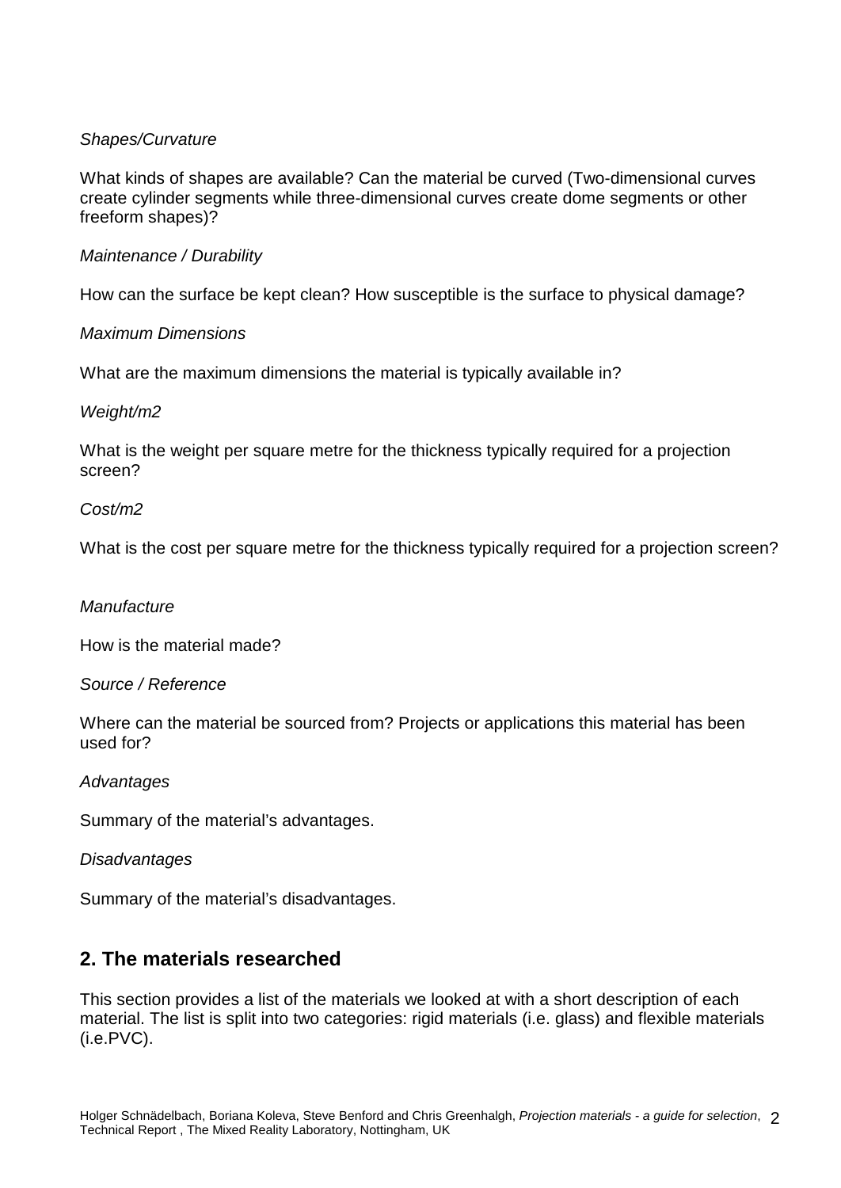*Shapes/Curvature*

What kinds of shapes are available? Can the material be curved (Two-dimensional curves create cylinder segments while three-dimensional curves create dome segments or other freeform shapes)?

*Maintenance / Durability*

How can the surface be kept clean? How susceptible is the surface to physical damage?

*Maximum Dimensions*

What are the maximum dimensions the material is typically available in?

*Weight/m2*

What is the weight per square metre for the thickness typically required for a projection screen?

*Cost/m2*

What is the cost per square metre for the thickness typically required for a projection screen?

*Manufacture*

How is the material made?

*Source / Reference*

Where can the material be sourced from? Projects or applications this material has been used for?

*Advantages*

Summary of the material's advantages.

*Disadvantages*

Summary of the material's disadvantages.

## 2. The materials researched

This section provides a list of the materials we looked at with a short description of each material. The list is split into two categories: rigid materials (i.e. glass) and flexible materials (i.e.PVC).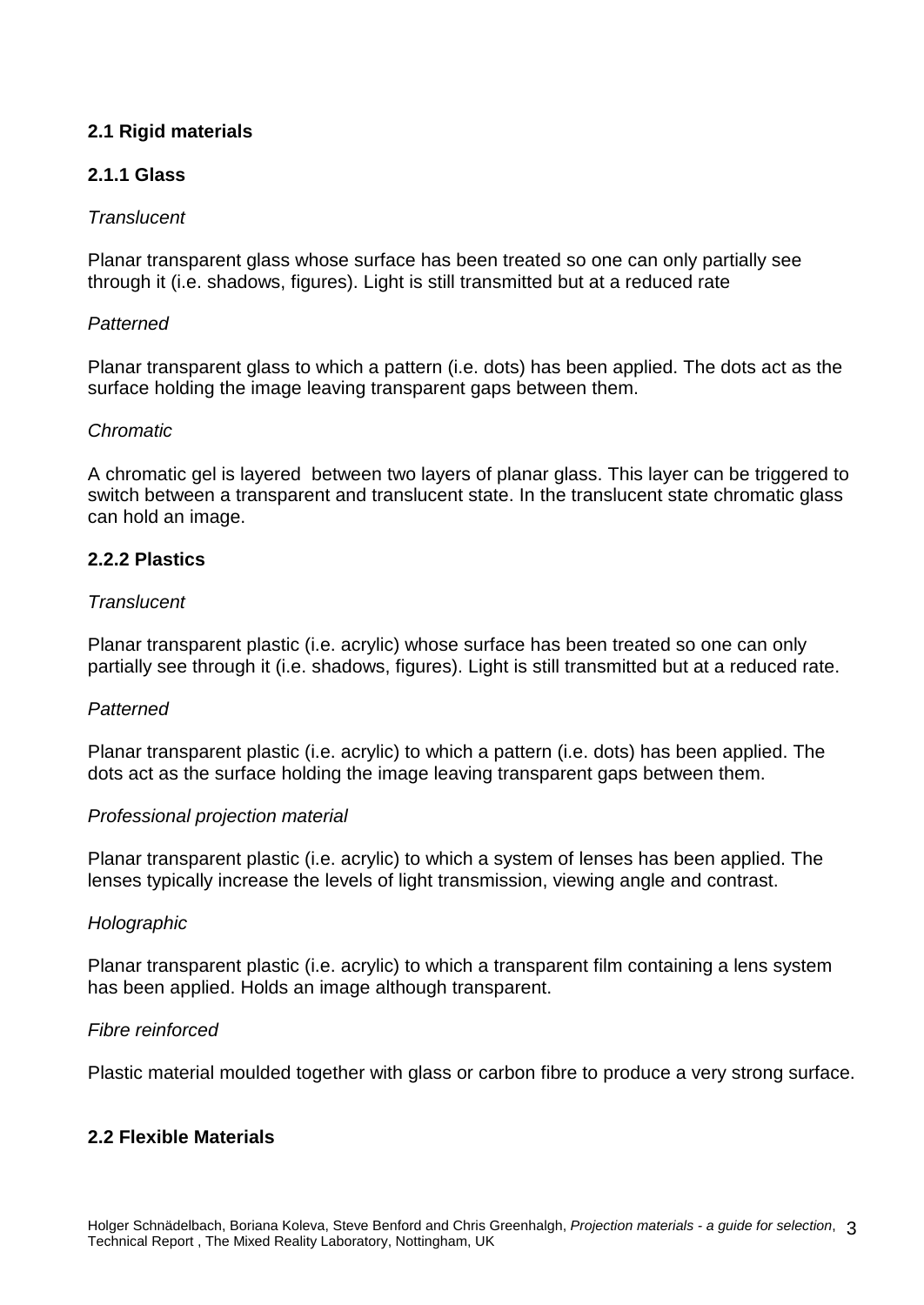## 2.1 Rigid materials

### 2.1.1 Glass

*Translucent*

Planar transparent glass whose surface has been treated so one can only partially see through it (i.e. shadows, figures). Light is still transmitted but at a reduced rate

*Patterned*

Planar transparent glass to which a pattern (i.e. dots) has been applied. The dots act as the surface holding the image leaving transparent gaps between them.

*Chromatic*

A chromatic gel is layered between two layers of planar glass. This layer can be triggered to switch between a transparent and translucent state. In the translucent state chromatic glass can hold an image.

### 2.2.2 Plastics

*Translucent*

Planar transparent plastic (i.e. acrylic) whose surface has been treated so one can only partially see through it (i.e. shadows, figures). Light is still transmitted but at a reduced rate.

*Patterned*

Planar transparent plastic (i.e. acrylic) to which a pattern (i.e. dots) has been applied. The dots act as the surface holding the image leaving transparent gaps between them.

*Professional projection material*

Planar transparent plastic (i.e. acrylic) to which a system of lenses has been applied. The lenses typically increase the levels of light transmission, viewing angle and contrast.

*Holographic*

Planar transparent plastic (i.e. acrylic) to which a transparent film containing a lens system has been applied. Holds an image although transparent.

*Fibre reinforced*

Plastic material moulded together with glass or carbon fibre to produce a very strong surface.

## 2.2 Flexible Materials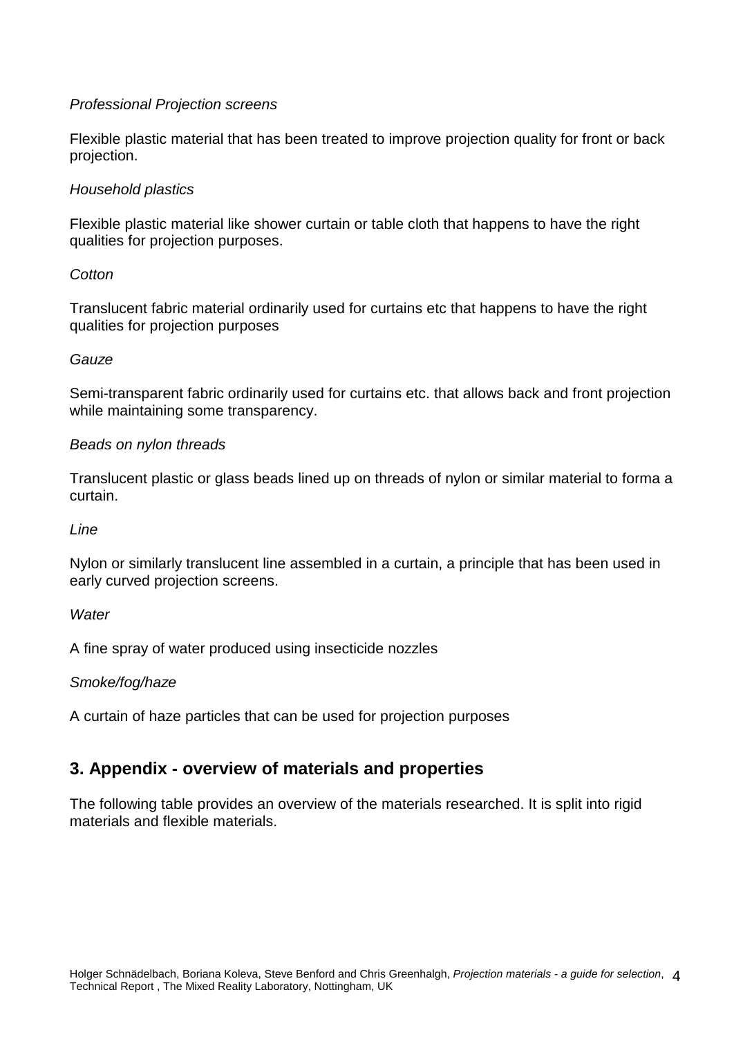*Professional Projection screens*

Flexible plastic material that has been treated to improve projection quality for front or back projection.

*Household plastics*

Flexible plastic material like shower curtain or table cloth that happens to have the right qualities for projection purposes.

*Cotton*

Translucent fabric material ordinarily used for curtains etc that happens to have the right qualities for projection purposes

*Gauze*

Semi-transparent fabric ordinarily used for curtains etc. that allows back and front projection while maintaining some transparency.

*Beads on nylon threads*

Translucent plastic or glass beads lined up on threads of nylon or similar material to forma a curtain.

*Line*

Nylon or similarly translucent line assembled in a curtain, a principle that has been used in early curved projection screens.

*Water*

A fine spray of water produced using insecticide nozzles

*Smoke/fog/haze*

A curtain of haze particles that can be used for projection purposes

## 3. Appendix - overview of materials and properties

The following table provides an overview of the materials researched. It is split into rigid materials and flexible materials.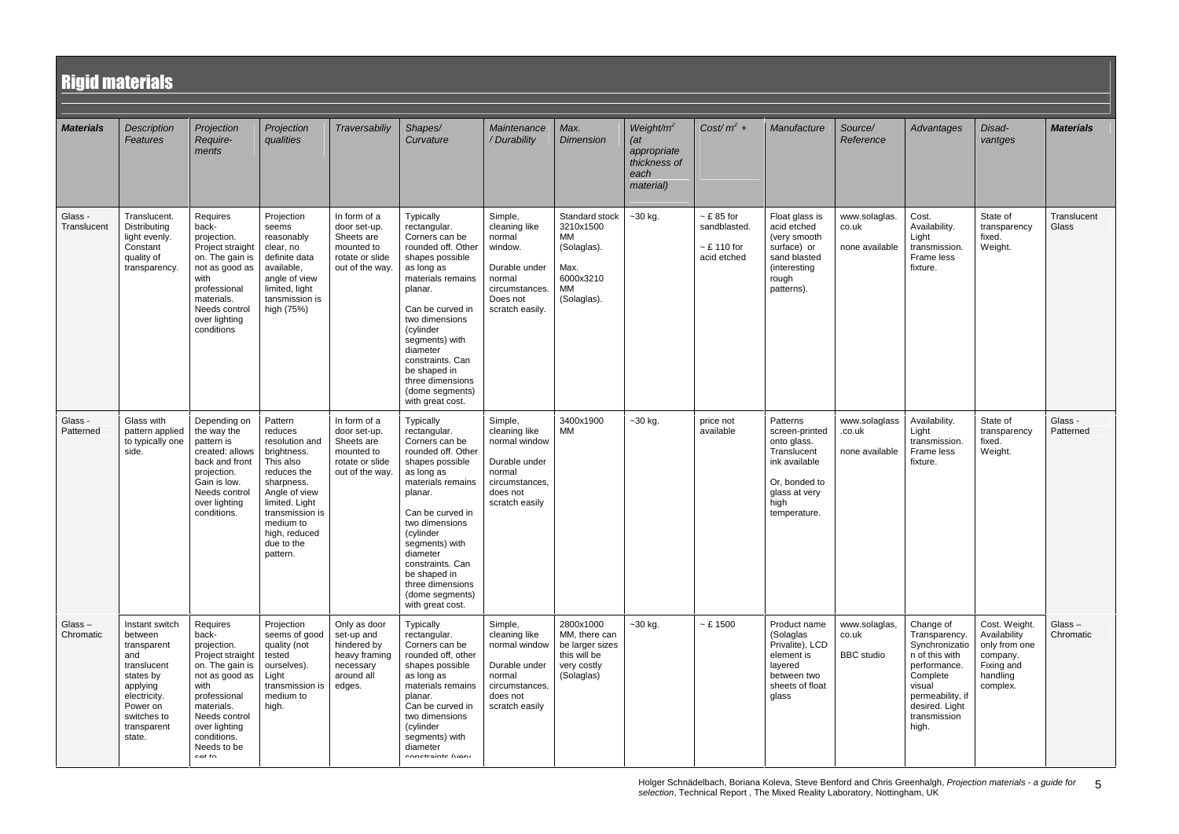# Rigid materials

| Materials | Description Features | Projection Require-ments | Projection qualities | Traversabiliy | Shapes/ Curvature | Maintenance / Durability | Max. Dimension | Weight/m² (at appropriate thickness of each material) | Cost/ m² + | Manufacture | Source/ Reference | Advantages | Disad-vantges | Materials |
|---|---|---|---|---|---|---|---|---|---|---|---|---|---|---|
| Glass - Translucent | Translucent. Distributing light evenly. Constant quality of transparency. | Requires back-projection. Project straight on. The gain is not as good as with professional materials. Needs control over lighting conditions | Projection seems reasonably clear, no definite data available, angle of view limited, light tansmission is high (75%) | In form of a door set-up. Sheets are mounted to rotate or slide out of the way. | Typically rectangular. Corners can be rounded off. Other shapes possible as long as materials remains planar. Can be curved in two dimensions (cylinder segments) with diameter constraints. Can be shaped in three dimensions (dome segments) with great cost. | Simple, cleaning like normal window. Durable under normal circumstances. Does not scratch easily. | Standard stock 3210x1500 MM (Solaglas). Max. 6000x3210 MM (Solaglas). | ~30 kg. | ~ £ 85 for sandblasted. ~ £ 110 for acid etched | Float glass is acid etched (very smooth surface) or sand blasted (interesting rough patterns). | www.solaglas.co.uk none available | Cost. Availability. Light transmission. Frame less fixture. | State of transparency fixed. Weight. | Translucent Glass |
| Glass - Patterned | Glass with pattern applied to typically one side. | Depending on the way the pattern is created: allows back and front projection. Gain is low. Needs control over lighting conditions. | Pattern reduces resolution and brightness. This also reduces the sharpness. Angle of view limited. Light transmission is medium to high, reduced due to the pattern. | In form of a door set-up. Sheets are mounted to rotate or slide out of the way. | Typically rectangular. Corners can be rounded off. Other shapes possible as long as materials remains planar. Can be curved in two dimensions (cylinder segments) with diameter constraints. Can be shaped in three dimensions (dome segments) with great cost. | Simple, cleaning like normal window Durable under normal circumstances, does not scratch easily | 3400x1900 MM | ~30 kg. | price not available | Patterns screen-printed onto glass. Translucent ink available Or, bonded to glass at very high temperature. | www.solaglass.co.uk none available | Availability. Light transmission. Frame less fixture. | State of transparency fixed. Weight. | Glass - Patterned |
| Glass – Chromatic | Instant switch between transparent and translucent states by applying electricity. Power on switches to transparent state. | Requires back-projection. Project straight on. The gain is not as good as with professional materials. Needs control over lighting conditions. Needs to be set to | Projection seems of good quality (not tested ourselves). Light transmission is medium to high. | Only as door set-up and hindered by heavy framing necessary around all edges. | Typically rectangular. Corners can be rounded off, other shapes possible as long as materials remains planar. Can be curved in two dimensions (cylinder segments) with diameter constraints (very | Simple, cleaning like normal window Durable under normal circumstances, does not scratch easily | 2800x1000 MM, there can be larger sizes this will be very costly (Solaglas) | ~30 kg. | ~ £ 1500 | Product name (Solaglas Privalite), LCD element is layered between two sheets of float glass | www.solaglas.co.uk BBC studio | Change of Transparency. Synchronization of this with performance. Complete visual permeability, if desired. Light transmission high. | Cost. Weight. Availability only from one company. Fixing and handling complex. | Glass – Chromatic |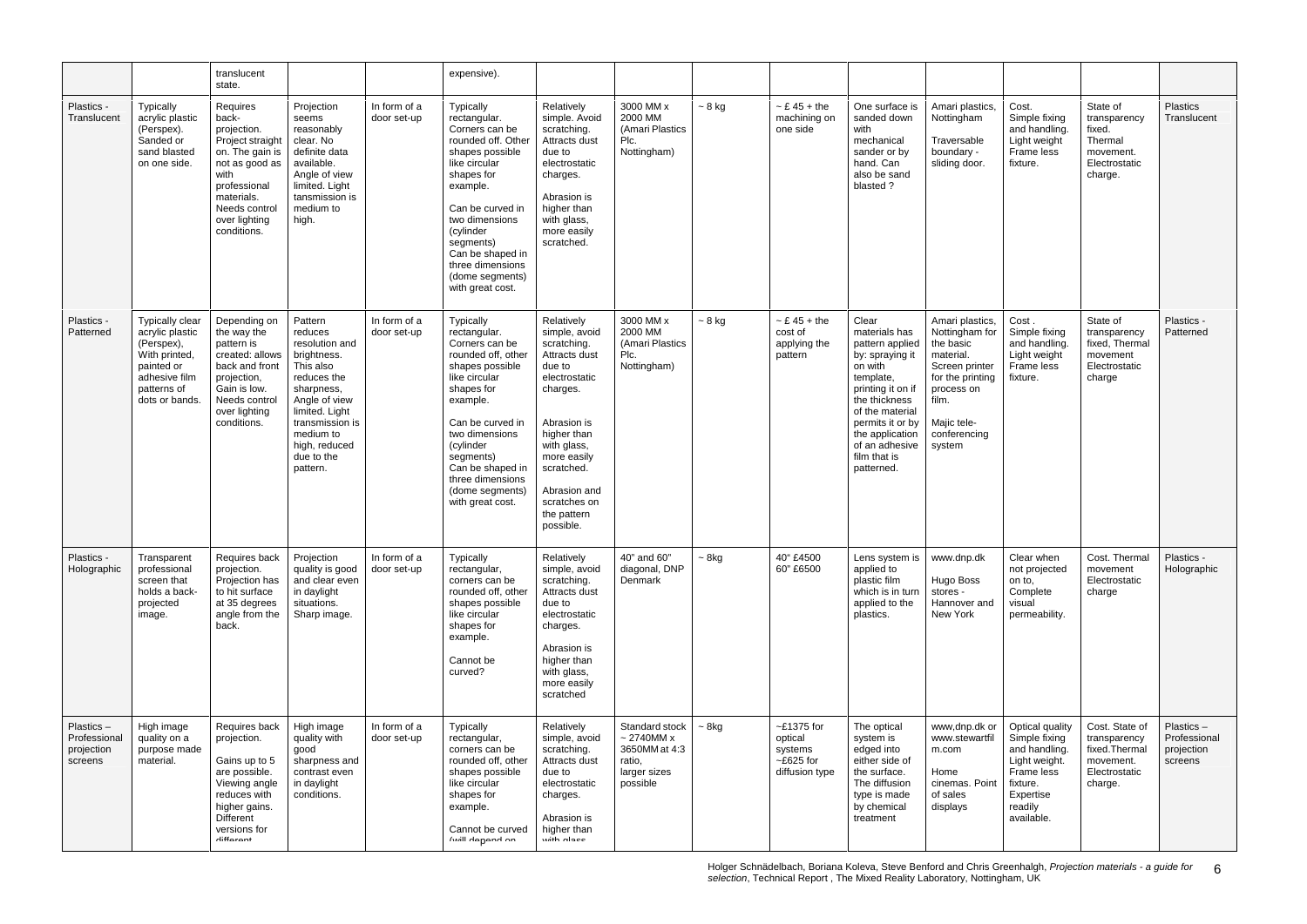|  |  | translucent state. |  |  | expensive). |  |  |  |  |  |  |  |  |  |
|---|---|---|---|---|---|---|---|---|---|---|---|---|---|---|
| Plastics - Translucent | Typically acrylic plastic (Perspex). Sanded or sand blasted on one side. | Requires back-projection. Project straight on. The gain is not as good as with professional materials. Needs control over lighting conditions. | Projection seems reasonably clear. No definite data available. Angle of view limited. Light tansmission is medium to high. | In form of a door set-up | Typically rectangular. Corners can be rounded off. Other shapes possible like circular shapes for example. Can be curved in two dimensions (cylinder segments) Can be shaped in three dimensions (dome segments) with great cost. | Relatively simple. Avoid scratching. Attracts dust due to electrostatic charges. Abrasion is higher than with glass, more easily scratched. | 3000 MM x 2000 MM (Amari Plastics Plc. Nottingham) | ~ 8 kg | ~ £ 45 + the machining on one side | One surface is sanded down with mechanical sander or by hand. Can also be sand blasted ? | Amari plastics, Nottingham Traversable boundary - sliding door. | Cost. Simple fixing and handling. Light weight Frame less fixture. | State of transparency fixed. Thermal movement. Electrostatic charge. | Plastics Translucent |
| Plastics - Patterned | Typically clear acrylic plastic (Perspex), With printed, painted or adhesive film patterns of dots or bands. | Depending on the way the pattern is created: allows back and front projection, Gain is low. Needs control over lighting conditions. | Pattern reduces resolution and brightness. This also reduces the sharpness, Angle of view limited. Light transmission is medium to high, reduced due to the pattern. | In form of a door set-up | Typically rectangular. Corners can be rounded off, other shapes possible like circular shapes for example. Can be curved in two dimensions (cylinder segments) Can be shaped in three dimensions (dome segments) with great cost. | Relatively simple, avoid scratching. Attracts dust due to electrostatic charges. Abrasion is higher than with glass, more easily scratched. Abrasion and scratches on the pattern possible. | 3000 MM x 2000 MM (Amari Plastics Plc. Nottingham) | ~ 8 kg | ~ £ 45 + the cost of applying the pattern | Clear materials has pattern applied by: spraying it on with template, printing it on if the thickness of the material permits it or by the application of an adhesive film that is patterned. | Amari plastics, Nottingham for the basic material. Screen printer for the printing process on film. Majic tele-conferencing system | Cost . Simple fixing and handling. Light weight Frame less fixture. | State of transparency fixed, Thermal movement Electrostatic charge | Plastics - Patterned |
| Plastics - Holographic | Transparent professional screen that holds a back-projected image. | Requires back projection. Projection has to hit surface at 35 degrees angle from the back. | Projection quality is good and clear even in daylight situations. Sharp image. | In form of a door set-up | Typically rectangular, corners can be rounded off, other shapes possible like circular shapes for example. Cannot be curved? | Relatively simple, avoid scratching. Attracts dust due to electrostatic charges. Abrasion is higher than with glass, more easily scratched | 40" and 60" diagonal, DNP Denmark | ~ 8kg | 40" £4500 60" £6500 | Lens system is applied to plastic film which is in turn applied to the plastics. | www.dnp.dk Hugo Boss stores - Hannover and New York | Clear when not projected on to, Complete visual permeability. | Cost. Thermal movement Electrostatic charge | Plastics - Holographic |
| Plastics – Professional projection screens | High image quality on a purpose made material. | Requires back projection. Gains up to 5 are possible. Viewing angle reduces with higher gains. Different versions for different | High image quality with good sharpness and contrast even in daylight conditions. | In form of a door set-up | Typically rectangular, corners can be rounded off, other shapes possible like circular shapes for example. Cannot be curved (will depend on | Relatively simple, avoid scratching. Attracts dust due to electrostatic charges. Abrasion is higher than with glass | Standard stock ~ 2740MM x 3650MM at 4:3 ratio, larger sizes possible | ~ 8kg | ~£1375 for optical systems ~£625 for diffusion type | The optical system is edged into either side of the surface. The diffusion type is made by chemical treatment | www,dnp.dk or www.stewartfilm.com Home cinemas. Point of sales displays | Optical quality Simple fixing and handling. Light weight. Frame less fixture. Expertise readily available. | Cost. State of transparency fixed.Thermal movement. Electrostatic charge. | Plastics – Professional projection screens |

Holger Schnädelbach, Boriana Koleva, Steve Benford and Chris Greenhalgh, *Projection materials - a guide for selection*, Technical Report , The Mixed Reality Laboratory, Nottingham, UK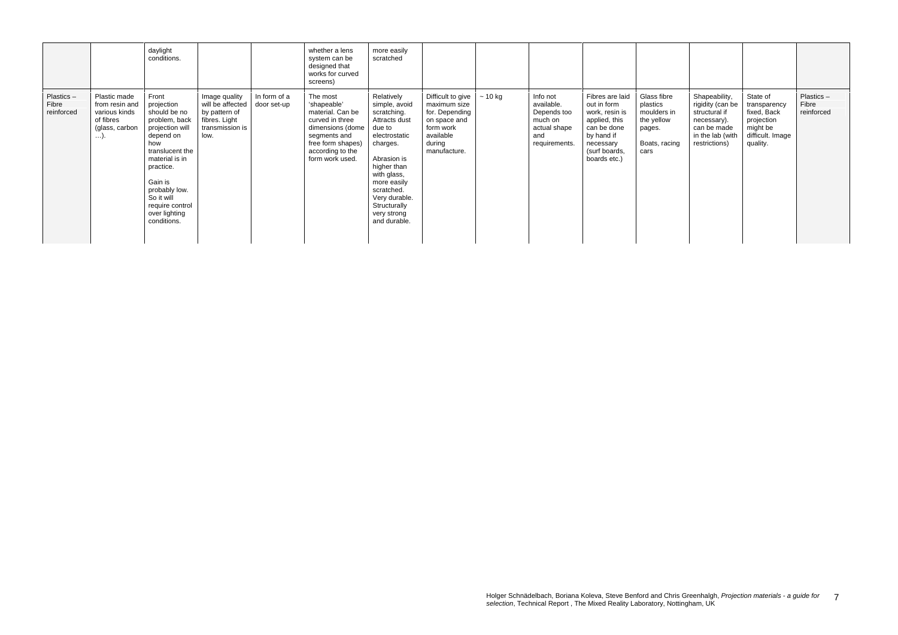|  |  | daylight conditions. |  |  | whether a lens system can be designed that works for curved screens) | more easily scratched |  |  |  |  |  |  |  |  |
|---|---|---|---|---|---|---|---|---|---|---|---|---|---|---|
| Plastics – Fibre reinforced | Plastic made from resin and various kinds of fibres (glass, carbon …). | Front projection should be no problem, back projection will depend on how translucent the material is in practice.<br><br>Gain is probably low. So it will require control over lighting conditions. | Image quality will be affected by pattern of fibres. Light transmission is low. | In form of a door set-up | The most 'shapeable' material. Can be curved in three dimensions (dome segments and free form shapes) according to the form work used. | Relatively simple, avoid scratching. Attracts dust due to electrostatic charges.<br><br>Abrasion is higher than with glass, more easily scratched. Very durable. Structurally very strong and durable. | Difficult to give maximum size for. Depending on space and form work available during manufacture. | ~ 10 kg | Info not available. Depends too much on actual shape and requirements. | Fibres are laid out in form work, resin is applied, this can be done by hand if necessary (surf boards, boards etc.) | Glass fibre plastics moulders in the yellow pages.<br><br>Boats, racing cars | Shapeability, rigidity (can be structural if necessary). can be made in the lab (with restrictions) | State of transparency fixed, Back projection might be difficult. Image quality. | Plastics – Fibre reinforced |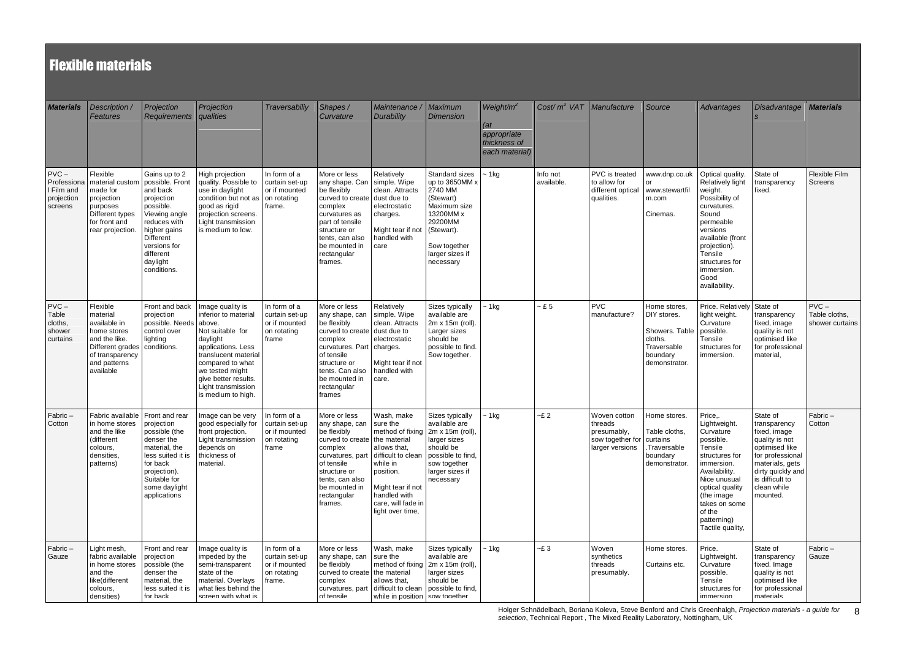# Flexible materials

| *Materials* | *Description / Features* | *Projection Requirements* | *Projection qualities* | *Traversabiliy* | *Shapes / Curvature* | *Maintenance / Durability* | *Maximum Dimension* | *Weight/m²* *(at appropriate thickness of each material)* | *Cost/ m² VAT* | *Manufacture* | *Source* | *Advantages* | *Disadvantages* | *Materials* |
|---|---|---|---|---|---|---|---|---|---|---|---|---|---|---|
| PVC – Professional Film and projection screens | Flexible material custom made for projection purposes Different types for front and rear projection. | Gains up to 2 possible. Front and back projection possible. Viewing angle reduces with higher gains Different versions for different daylight conditions. | High projection quality. Possible to use in daylight condition but not as good as rigid projection screens. Light transmission is medium to low. | In form of a curtain set-up or if mounted on rotating frame. | More or less any shape. Can be flexibly curved to create complex curvatures as part of tensile structure or tents, can also be mounted in rectangular frames. | Relatively simple. Wipe clean. Attracts dust due to electrostatic charges. Might tear if not handled with care | Standard sizes up to 3650MM x 2740 MM (Stewart) Maximum size 13200MM x 29200MM (Stewart). Sow together larger sizes if necessary | ~ 1kg | Info not available. | PVC is treated to allow for different optical qualities. | www.dnp.co.uk or www.stewartfilm.com Cinemas. | Optical quality. Relatively light weight. Possibility of curvatures. Sound permeable versions available (front projection). Tensile structures for immersion. Good availability. | State of transparency fixed. | Flexible Film Screens |
| PVC – Table cloths, shower curtains | Flexible material available in home stores and the like. Different grades of transparency and patterns available | Front and back projection possible. Needs control over lighting conditions. | Image quality is inferior to material above. Not suitable for daylight applications. Less translucent material compared to what we tested might give better results. Light transmission is medium to high. | In form of a curtain set-up or if mounted on rotating frame | More or less any shape, can be flexibly curved to create complex curvatures. Part of tensile structure or tents. Can also be mounted in rectangular frames | Relatively simple. Wipe clean. Attracts dust due to electrostatic charges. Might tear if not handled with care. | Sizes typically available are 2m x 15m (roll). Larger sizes should be possible to find. Sow together. | ~ 1kg | ~ £ 5 | PVC manufacture? | Home stores, DIY stores. Showers. Table cloths. Traversable boundary demonstrator. | Price. Relatively light weight. Curvature possible. Tensile structures for immersion. | State of transparency fixed, image quality is not optimised like for professional material, | PVC – Table cloths, shower curtains |
| Fabric – Cotton | Fabric available in home stores and the like (different colours, densities, patterns) | Front and rear projection possible (the denser the material, the less suited it is for back projection). Suitable for some daylight applications | Image can be very good especially for front projection. Light transmission depends on thickness of material. | In form of a curtain set-up or if mounted on rotating frame | More or less any shape, can be flexibly curved to create complex curvatures, part of tensile structure or tents, can also be mounted in rectangular frames. | Wash, make sure the method of fixing the material allows that, difficult to clean while in position. Might tear if not handled with care, will fade in light over time, | Sizes typically available are 2m x 15m (roll), larger sizes should be possible to find, sow together larger sizes if necessary | ~ 1kg | ~£ 2 | Woven cotton threads presumably, sow together for larger versions | Home stores. Table cloths, curtains .Traversable boundary demonstrator. | Price,. Lightweight. Curvature possible. Tensile structures for immersion. Availability. Nice unusual optical quality (the image takes on some of the patterning) Tactile quality, | State of transparency fixed, image quality is not optimised like for professional materials, gets dirty quickly and is difficult to clean while mounted. | Fabric – Cotton |
| Fabric – Gauze | Light mesh, fabric available in home stores and the like(different colours, densities) | Front and rear projection possible (the denser the material, the less suited it is for back | Image quality is impeded by the semi-transparent state of the material. Overlays what lies behind the screen with what is | In form of a curtain set-up or if mounted on rotating frame. | More or less any shape, can be flexibly curved to create complex curvatures, part of tensile | Wash, make sure the method of fixing the material allows that, difficult to clean while in position | Sizes typically available are 2m x 15m (roll), larger sizes should be possible to find, sow together | ~ 1kg | ~£ 3 | Woven synthetics threads presumably. | Home stores. Curtains etc. | Price. Lightweight. Curvature possible. Tensile structures for immersion | State of transparency fixed. Image quality is not optimised like for professional materials | Fabric – Gauze |

Holger Schnädelbach, Boriana Koleva, Steve Benford and Chris Greenhalgh, *Projection materials - a guide for selection*, Technical Report , The Mixed Reality Laboratory, Nottingham, UK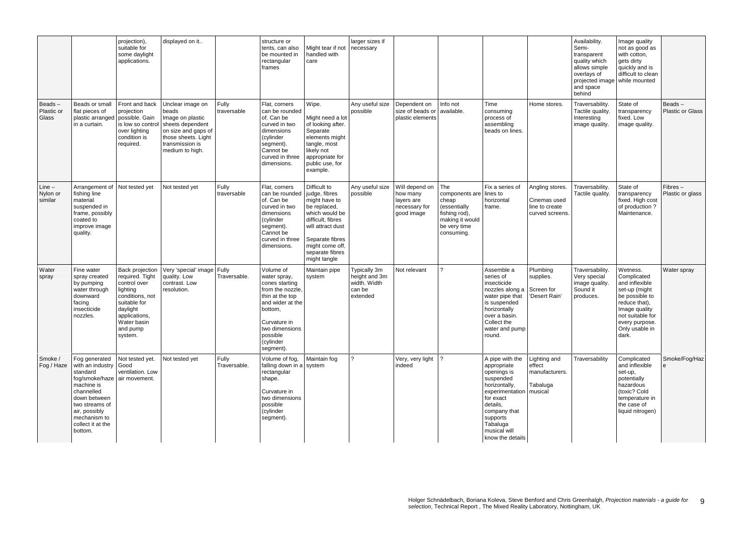| | | | | | | | | | | | | | | |
|---|---|---|---|---|---|---|---|---|---|---|---|---|---|---|
| | | projection), suitable for some daylight applications. | displayed on it.. | | structure or tents, can also be mounted in rectangular frames | Might tear if not handled with care | larger sizes if necessary | | | | | Availability. Semi-transparent quality which allows simple overlays of projected image and space behind | Image quality not as good as with cotton, gets dirty quickly and is difficult to clean while mounted | |
| Beads – Plastic or Glass | Beads or small flat pieces of plastic arranged in a curtain. | Front and back projection possible. Gain is low so control over lighting condition is required. | Unclear image on beads Image on plastic sheets dependent on size and gaps of those sheets. Light transmission is medium to high. | Fully traversable | Flat, corners can be rounded of. Can be curved in two dimensions (cylinder segment). Cannot be curved in three dimensions. | Wipe. Might need a lot of looking after. Separate elements might tangle, most likely not appropriate for public use, for example. | Any useful size possible | Dependent on size of beads or plastic elements | Info not available. | Time consuming process of assembling beads on lines. | Home stores. | Traversability. Tactile quality. Interesting image quality. | State of transparency fixed. Low image quality. | Beads – Plastic or Glass |
| Line – Nylon or similar | Arrangement of fishing line material suspended in frame, possibly coated to improve image quality. | Not tested yet | Not tested yet | Fully traversable | Flat, corners can be rounded of. Can be curved in two dimensions (cylinder segment). Cannot be curved in three dimensions. | Difficult to judge, fibres might have to be replaced, which would be difficult, fibres will attract dust Separate fibres might come off, separate fibres might tangle | Any useful size possible | Will depend on how many layers are necessary for good image | The components are cheap (essentially fishing rod), making it would be very time consuming. | Fix a series of lines to horizontal frame. | Angling stores. Cinemas used line to create curved screens. | Traversability. Tactile quality. | State of transparency fixed. High cost of production ? Maintenance. | Fibres – Plastic or glass |
| Water spray | Fine water spray created by pumping water through downward facing insecticide nozzles. | Back projection required. Tight control over lighting conditions, not suitable for daylight applications, Water basin and pump system. | Very 'special' image quality. Low contrast. Low resolution. | Fully Traversable. | Volume of water spray, cones starting from the nozzle, thin at the top and wider at the bottom, Curvature in two dimensions possible (cylinder segment). | Maintain pipe system | Typically 3m height and 3m width. Width can be extended | Not relevant | ? | Assemble a series of insecticide nozzles along a water pipe that is suspended horizontally over a basin. Collect the water and pump round. | Plumbing supplies. Screen for 'Desert Rain' | Traversability. Very special image quality. Sound it produces. | Wetness. Complicated and inflexible set-up, (might be possible to reduce that), Image quality not suitable for every purpose. Only usable in dark. | Water spray |
| Smoke / Fog / Haze | Fog generated with an industry standard fog/smoke/haze machine is channelled down between two streams of air, possibly mechanism to collect it at the bottom. | Not tested yet. Good ventilation. Low air movement. | Not tested yet | Fully Traversable. | Volume of fog, falling down in a rectangular shape. Curvature in two dimensions possible (cylinder segment). | Maintain fog system | ? | Very, very light indeed | ? | A pipe with the appropriate openings is suspended horizontally, experimentation for exact details, company that supports Tabaluga musical will know the details | Lighting and effect manufacturers. Tabaluga musical | Traversability | Complicated and inflexible set-up, potentially hazardous (toxic? Cold temperature in the case of liquid nitrogen) | Smoke/Fog/Haze |

Holger Schnädelbach, Boriana Koleva, Steve Benford and Chris Greenhalgh, *Projection materials - a guide for selection*, Technical Report , The Mixed Reality Laboratory, Nottingham, UK